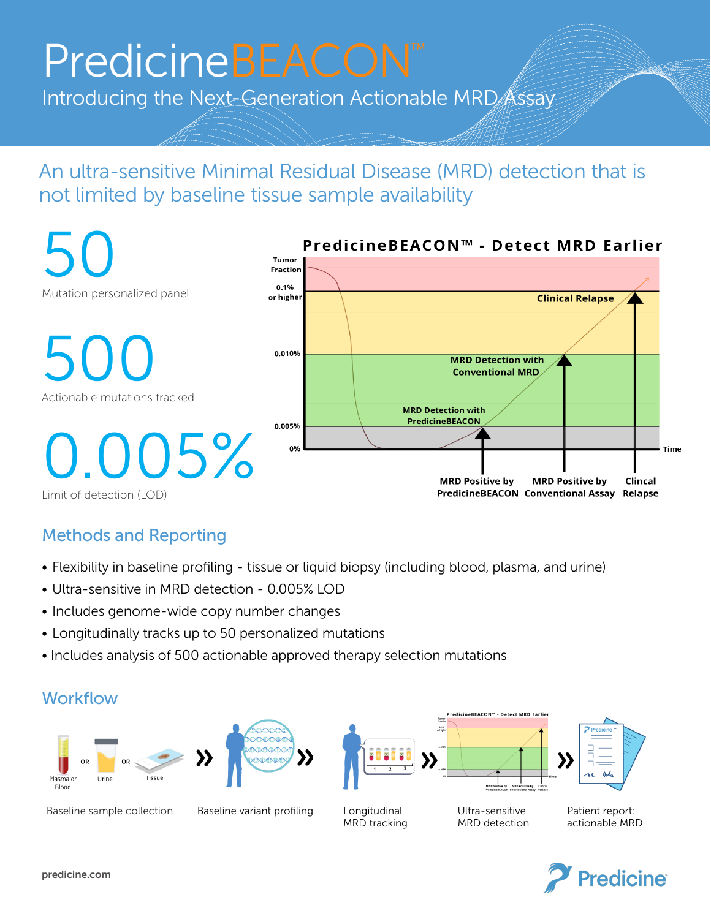# PredicineBEACON™

## Introducing the Next-Generation Actionable MRD Assay

## An ultra-sensitive Minimal Residual Disease (MRD) detection that is not limited by baseline tissue sample availability

**50**
Mutation personalized panel

**500**
Actionable mutations tracked

**0.005%**
Limit of detection (LOD)

**PredicineBEACON™ - Detect MRD Earlier**

Tumor Fraction
0.1% or higher
0.010%
0.005%
0%
Time

Clinical Relapse
MRD Detection with Conventional MRD
MRD Detection with PredicineBEACON

MRD Positive by PredicineBEACON
MRD Positive by Conventional Assay
Clincal Relapse

## Methods and Reporting

- Flexibility in baseline profiling - tissue or liquid biopsy (including blood, plasma, and urine)
- Ultra-sensitive in MRD detection - 0.005% LOD
- Includes genome-wide copy number changes
- Longitudinally tracks up to 50 personalized mutations
- Includes analysis of 500 actionable approved therapy selection mutations

## Workflow

Plasma or Blood OR Urine OR Tissue

Baseline sample collection » Baseline variant profiling » Longitudinal MRD tracking » Ultra-sensitive MRD detection » Patient report: actionable MRD

predicine.com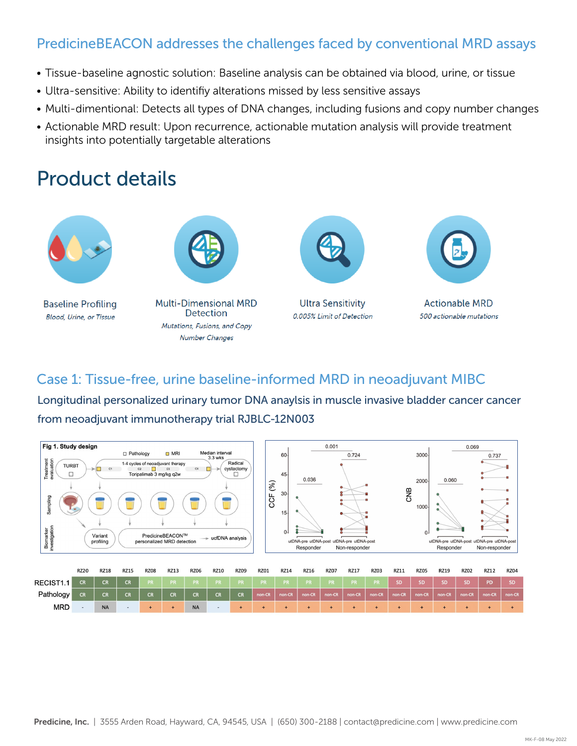## PredicineBEACON addresses the challenges faced by conventional MRD assays

- Tissue-baseline agnostic solution: Baseline analysis can be obtained via blood, urine, or tissue
- Ultra-sensitive: Ability to identifiy alterations missed by less sensitive assays
- Multi-dimentional: Detects all types of DNA changes, including fusions and copy number changes
- Actionable MRD result: Upon recurrence, actionable mutation analysis will provide treatment insights into potentially targetable alterations

# Product details

**Baseline Profiling**
*Blood, Urine, or Tissue*

**Multi-Dimensional MRD Detection**
*Mutations, Fusions, and Copy Number Changes*

**Ultra Sensitivity**
*0.005% Limit of Detection*

**Actionable MRD**
*500 actionable mutations*

## Case 1: Tissue-free, urine baseline-informed MRD in neoadjuvant MIBC

### Longitudinal personalized urinary tumor DNA anaylsis in muscle invasive bladder cancer cancer from neoadjuvant immunotherapy trial RJBLC-12N003

Fig 1. Study design

Pathology
MRI
Median interval 3.3 wks
Treatment evaluation
TURBT
1-4 cycles of neoadjuvant therapy
C1 C2 C3 C4
Toripalimab 3 mg/kg q2w
Radical cystectomy
Sampling
Biomarker investigation
Variant profiling
PredicineBEACON™ personalized MRD detection
ucfDNA analysis

CCF (%)
60 45 30 15 0
0.001
0.036
0.724
utDNA-pre utDNA-post utDNA-pre utDNA-post
Responder Non-responder

CNB
3000 2000 1000 0
0.069
0.060
0.737
utDNA-pre utDNA-post utDNA-pre utDNA-post
Responder Non-responder

| | RZ20 | RZ18 | RZ15 | RZ08 | RZ13 | RZ06 | RZ10 | RZ09 | RZ01 | RZ14 | RZ16 | RZ07 | RZ17 | RZ03 | RZ11 | RZ05 | RZ19 | RZ02 | RZ12 | RZ04 |
|---|---|---|---|---|---|---|---|---|---|---|---|---|---|---|---|---|---|---|---|---|
| RECIST1.1 | CR | CR | CR | PR | PR | PR | PR | PR | PR | PR | PR | PR | PR | PR | SD | SD | SD | SD | PD | SD |
| Pathology | CR | CR | CR | CR | CR | CR | CR | CR | non-CR | non-CR | non-CR | non-CR | non-CR | non-CR | non-CR | non-CR | non-CR | non-CR | non-CR | non-CR |
| MRD | - | NA | - | + | + | NA | - | + | + | + | + | + | + | + | + | + | + | + | + | + |

**Predicine, Inc.** | 3555 Arden Road, Hayward, CA, 94545, USA | (650) 300-2188 | contact@predicine.com | www.predicine.com

MK-F-08 May 2022